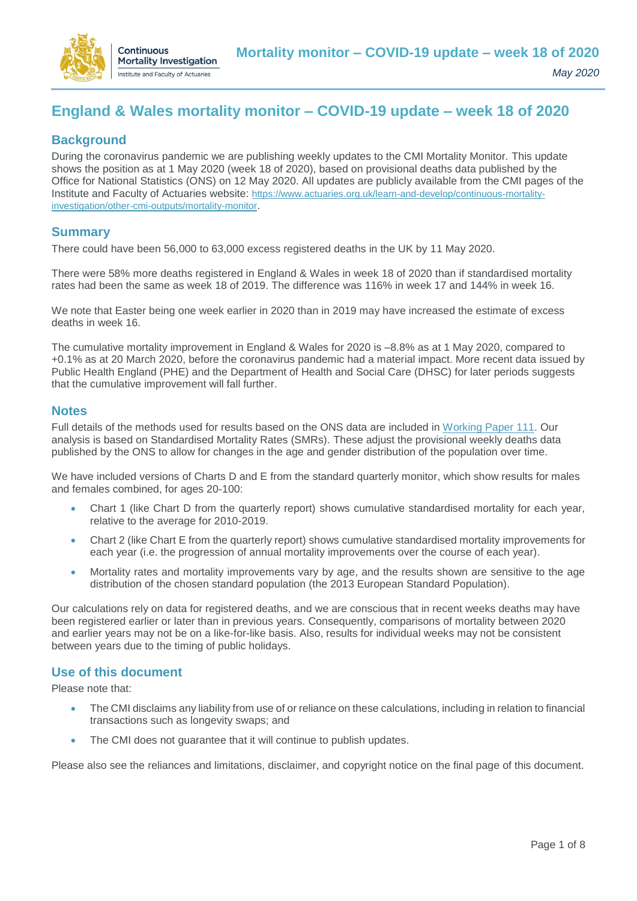# England & Wales mortality monitor – COVID-19 update – week 18 of 2020

## Background

During the coronavirus pandemic we are publishing weekly updates to the CMI Mortality Monitor. This update shows the position as at 1 May 2020 (week 18 of 2020), based on provisional deaths data published by the Office for National Statistics (ONS) on 12 May 2020. All updates are publicly available from the CMI pages of the Institute and Faculty of Actuaries website: https://www.actuaries.org.uk/learn-and-develop/continuous-mortality-investigation/other-cmi-outputs/mortality-monitor.

## Summary

There could have been 56,000 to 63,000 excess registered deaths in the UK by 11 May 2020.

There were 58% more deaths registered in England & Wales in week 18 of 2020 than if standardised mortality rates had been the same as week 18 of 2019. The difference was 116% in week 17 and 144% in week 16.

We note that Easter being one week earlier in 2020 than in 2019 may have increased the estimate of excess deaths in week 16.

The cumulative mortality improvement in England & Wales for 2020 is –8.8% as at 1 May 2020, compared to +0.1% as at 20 March 2020, before the coronavirus pandemic had a material impact. More recent data issued by Public Health England (PHE) and the Department of Health and Social Care (DHSC) for later periods suggests that the cumulative improvement will fall further.

## Notes

Full details of the methods used for results based on the ONS data are included in Working Paper 111. Our analysis is based on Standardised Mortality Rates (SMRs). These adjust the provisional weekly deaths data published by the ONS to allow for changes in the age and gender distribution of the population over time.

We have included versions of Charts D and E from the standard quarterly monitor, which show results for males and females combined, for ages 20-100:

- Chart 1 (like Chart D from the quarterly report) shows cumulative standardised mortality for each year, relative to the average for 2010-2019.
- Chart 2 (like Chart E from the quarterly report) shows cumulative standardised mortality improvements for each year (i.e. the progression of annual mortality improvements over the course of each year).
- Mortality rates and mortality improvements vary by age, and the results shown are sensitive to the age distribution of the chosen standard population (the 2013 European Standard Population).

Our calculations rely on data for registered deaths, and we are conscious that in recent weeks deaths may have been registered earlier or later than in previous years. Consequently, comparisons of mortality between 2020 and earlier years may not be on a like-for-like basis. Also, results for individual weeks may not be consistent between years due to the timing of public holidays.

## Use of this document

Please note that:

- The CMI disclaims any liability from use of or reliance on these calculations, including in relation to financial transactions such as longevity swaps; and
- The CMI does not guarantee that it will continue to publish updates.

Please also see the reliances and limitations, disclaimer, and copyright notice on the final page of this document.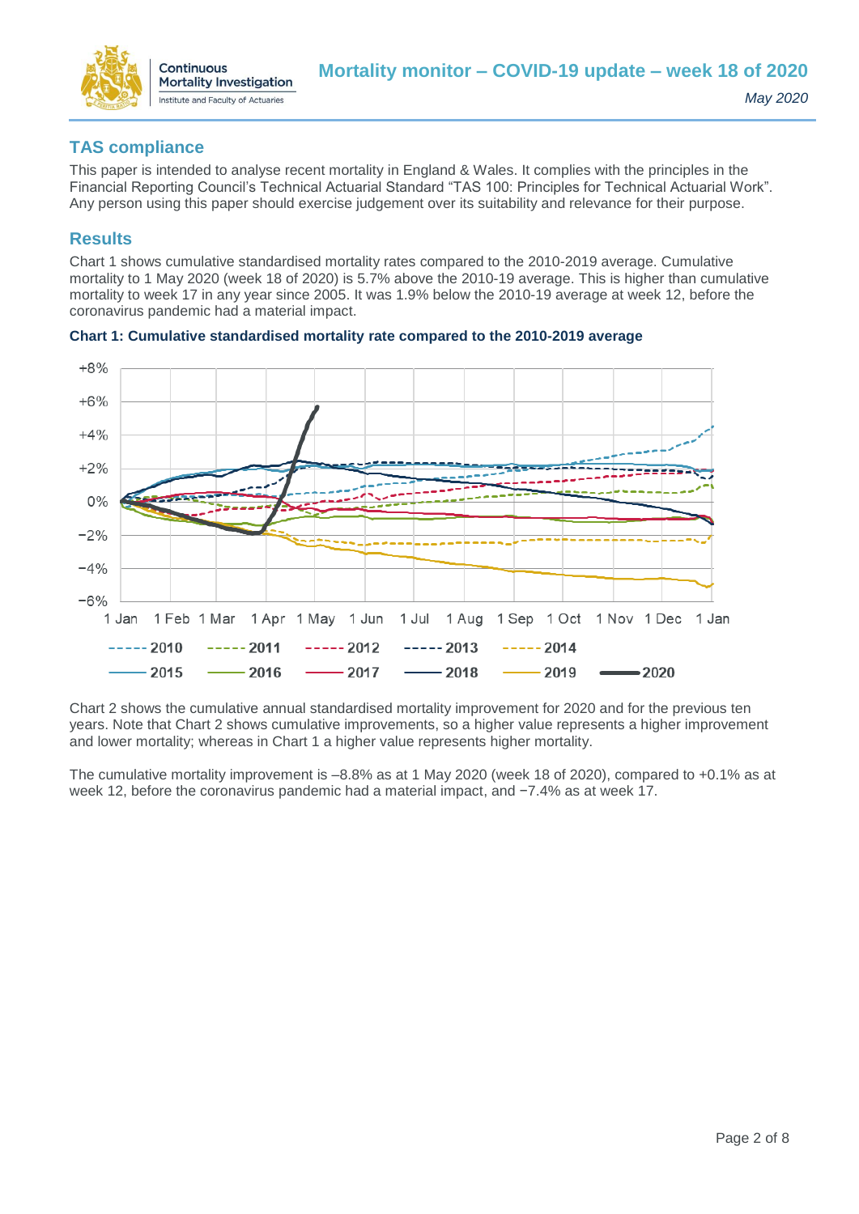## TAS compliance

This paper is intended to analyse recent mortality in England & Wales. It complies with the principles in the Financial Reporting Council's Technical Actuarial Standard "TAS 100: Principles for Technical Actuarial Work". Any person using this paper should exercise judgement over its suitability and relevance for their purpose.

## Results

Chart 1 shows cumulative standardised mortality rates compared to the 2010-2019 average. Cumulative mortality to 1 May 2020 (week 18 of 2020) is 5.7% above the 2010-19 average. This is higher than cumulative mortality to week 17 in any year since 2005. It was 1.9% below the 2010-19 average at week 12, before the coronavirus pandemic had a material impact.

**Chart 1: Cumulative standardised mortality rate compared to the 2010-2019 average**

Chart 2 shows the cumulative annual standardised mortality improvement for 2020 and for the previous ten years. Note that Chart 2 shows cumulative improvements, so a higher value represents a higher improvement and lower mortality; whereas in Chart 1 a higher value represents higher mortality.

The cumulative mortality improvement is –8.8% as at 1 May 2020 (week 18 of 2020), compared to +0.1% as at week 12, before the coronavirus pandemic had a material impact, and −7.4% as at week 17.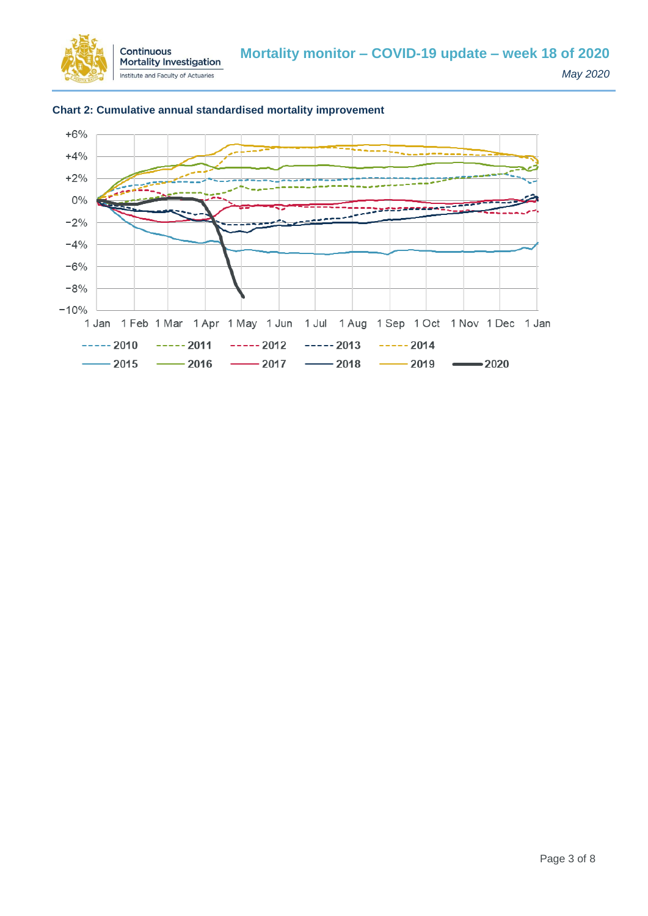**Chart 2: Cumulative annual standardised mortality improvement**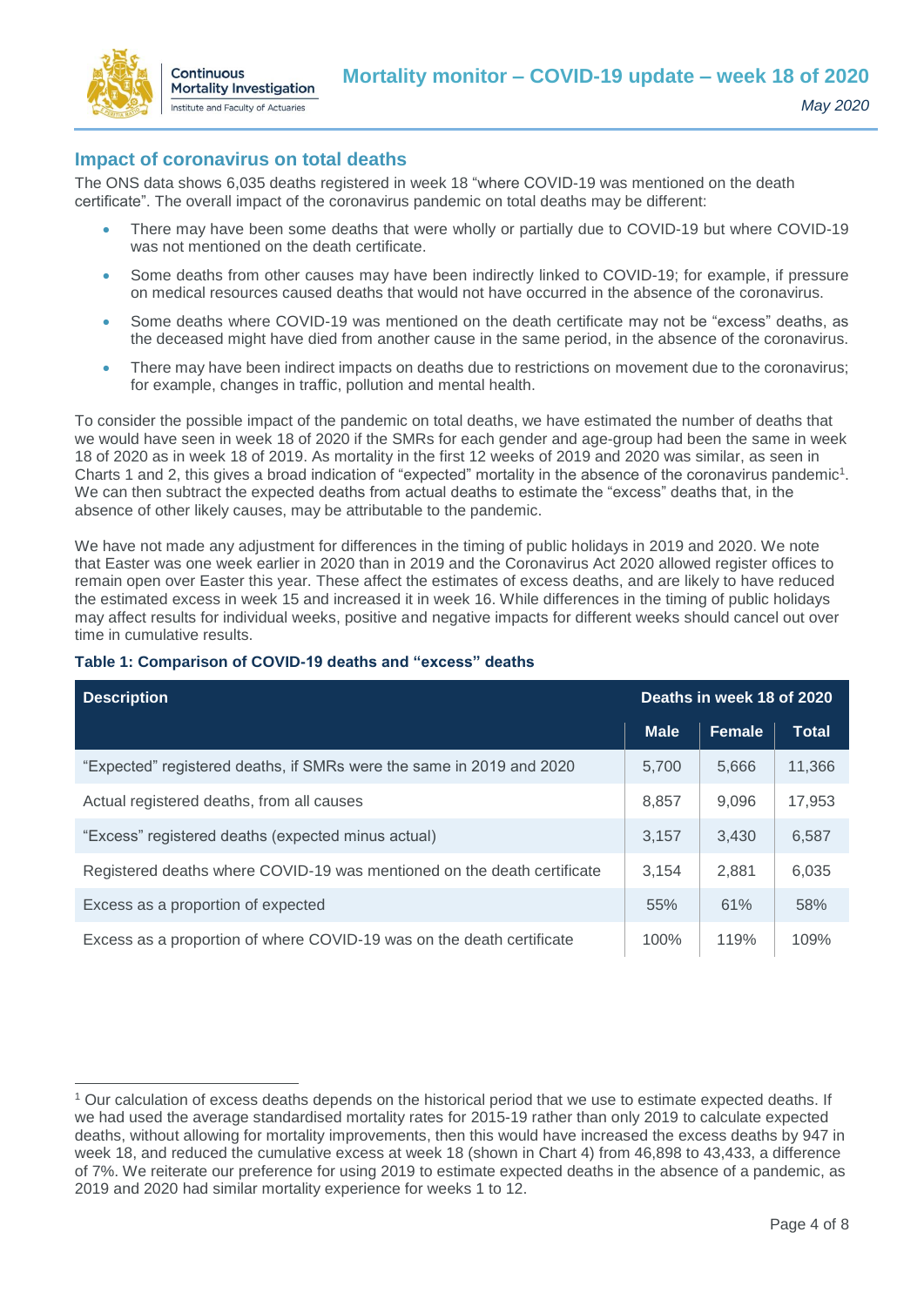## Impact of coronavirus on total deaths

The ONS data shows 6,035 deaths registered in week 18 "where COVID-19 was mentioned on the death certificate". The overall impact of the coronavirus pandemic on total deaths may be different:

- There may have been some deaths that were wholly or partially due to COVID-19 but where COVID-19 was not mentioned on the death certificate.
- Some deaths from other causes may have been indirectly linked to COVID-19; for example, if pressure on medical resources caused deaths that would not have occurred in the absence of the coronavirus.
- Some deaths where COVID-19 was mentioned on the death certificate may not be "excess" deaths, as the deceased might have died from another cause in the same period, in the absence of the coronavirus.
- There may have been indirect impacts on deaths due to restrictions on movement due to the coronavirus; for example, changes in traffic, pollution and mental health.

To consider the possible impact of the pandemic on total deaths, we have estimated the number of deaths that we would have seen in week 18 of 2020 if the SMRs for each gender and age-group had been the same in week 18 of 2020 as in week 18 of 2019. As mortality in the first 12 weeks of 2019 and 2020 was similar, as seen in Charts 1 and 2, this gives a broad indication of "expected" mortality in the absence of the coronavirus pandemic[1]. We can then subtract the expected deaths from actual deaths to estimate the "excess" deaths that, in the absence of other likely causes, may be attributable to the pandemic.

We have not made any adjustment for differences in the timing of public holidays in 2019 and 2020. We note that Easter was one week earlier in 2020 than in 2019 and the Coronavirus Act 2020 allowed register offices to remain open over Easter this year. These affect the estimates of excess deaths, and are likely to have reduced the estimated excess in week 15 and increased it in week 16. While differences in the timing of public holidays may affect results for individual weeks, positive and negative impacts for different weeks should cancel out over time in cumulative results.

**Table 1: Comparison of COVID-19 deaths and "excess" deaths**

| Description | Deaths in week 18 of 2020 | | |
|---|---|---|---|
| | Male | Female | Total |
| "Expected" registered deaths, if SMRs were the same in 2019 and 2020 | 5,700 | 5,666 | 11,366 |
| Actual registered deaths, from all causes | 8,857 | 9,096 | 17,953 |
| "Excess" registered deaths (expected minus actual) | 3,157 | 3,430 | 6,587 |
| Registered deaths where COVID-19 was mentioned on the death certificate | 3,154 | 2,881 | 6,035 |
| Excess as a proportion of expected | 55% | 61% | 58% |
| Excess as a proportion of where COVID-19 was on the death certificate | 100% | 119% | 109% |

[1] Our calculation of excess deaths depends on the historical period that we use to estimate expected deaths. If we had used the average standardised mortality rates for 2015-19 rather than only 2019 to calculate expected deaths, without allowing for mortality improvements, then this would have increased the excess deaths by 947 in week 18, and reduced the cumulative excess at week 18 (shown in Chart 4) from 46,898 to 43,433, a difference of 7%. We reiterate our preference for using 2019 to estimate expected deaths in the absence of a pandemic, as 2019 and 2020 had similar mortality experience for weeks 1 to 12.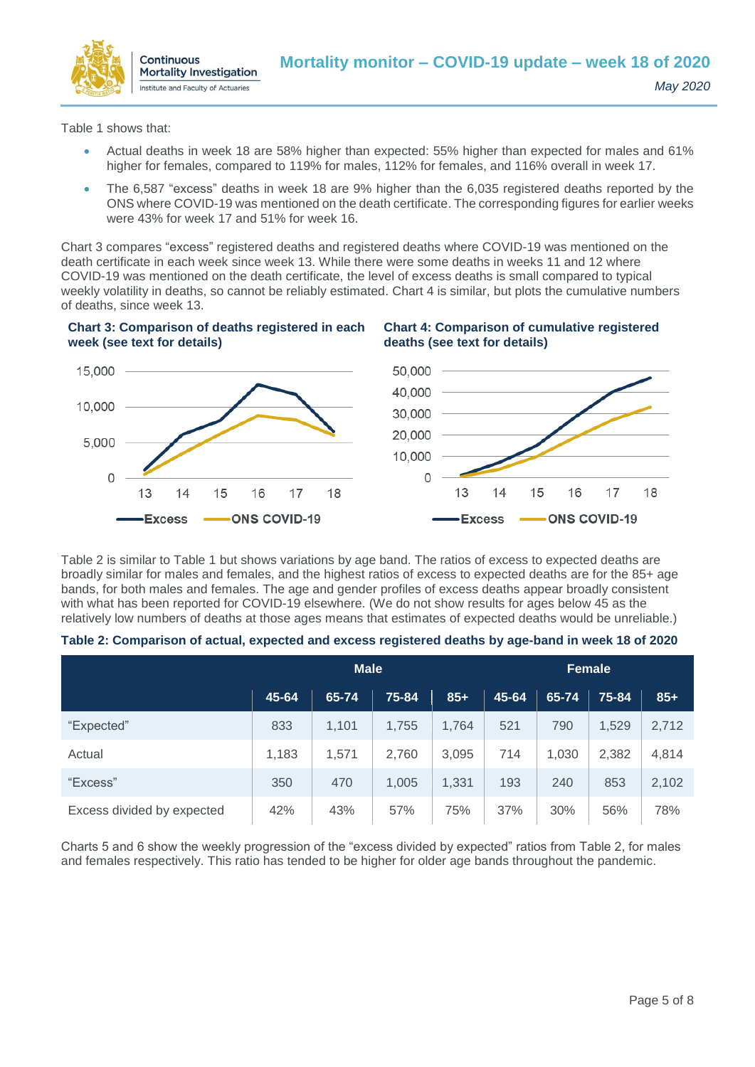Table 1 shows that:

- Actual deaths in week 18 are 58% higher than expected: 55% higher than expected for males and 61% higher for females, compared to 119% for males, 112% for females, and 116% overall in week 17.
- The 6,587 "excess" deaths in week 18 are 9% higher than the 6,035 registered deaths reported by the ONS where COVID-19 was mentioned on the death certificate. The corresponding figures for earlier weeks were 43% for week 17 and 51% for week 16.

Chart 3 compares "excess" registered deaths and registered deaths where COVID-19 was mentioned on the death certificate in each week since week 13. While there were some deaths in weeks 11 and 12 where COVID-19 was mentioned on the death certificate, the level of excess deaths is small compared to typical weekly volatility in deaths, so cannot be reliably estimated. Chart 4 is similar, but plots the cumulative numbers of deaths, since week 13.

**Chart 3: Comparison of deaths registered in each week (see text for details)**

**Chart 4: Comparison of cumulative registered deaths (see text for details)**

Table 2 is similar to Table 1 but shows variations by age band. The ratios of excess to expected deaths are broadly similar for males and females, and the highest ratios of excess to expected deaths are for the 85+ age bands, for both males and females. The age and gender profiles of excess deaths appear broadly consistent with what has been reported for COVID-19 elsewhere. (We do not show results for ages below 45 as the relatively low numbers of deaths at those ages means that estimates of expected deaths would be unreliable.)

**Table 2: Comparison of actual, expected and excess registered deaths by age-band in week 18 of 2020**

| | Male | | | | Female | | | |
|---|---|---|---|---|---|---|---|---|
| | 45-64 | 65-74 | 75-84 | 85+ | 45-64 | 65-74 | 75-84 | 85+ |
| "Expected" | 833 | 1,101 | 1,755 | 1,764 | 521 | 790 | 1,529 | 2,712 |
| Actual | 1,183 | 1,571 | 2,760 | 3,095 | 714 | 1,030 | 2,382 | 4,814 |
| "Excess" | 350 | 470 | 1,005 | 1,331 | 193 | 240 | 853 | 2,102 |
| Excess divided by expected | 42% | 43% | 57% | 75% | 37% | 30% | 56% | 78% |

Charts 5 and 6 show the weekly progression of the "excess divided by expected" ratios from Table 2, for males and females respectively. This ratio has tended to be higher for older age bands throughout the pandemic.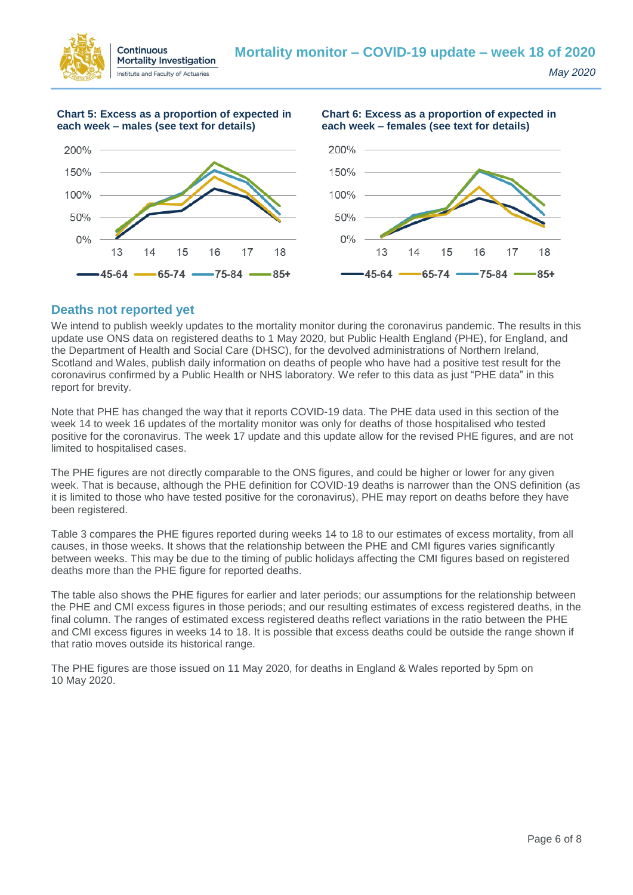**Chart 5: Excess as a proportion of expected in each week – males (see text for details)**

**Chart 6: Excess as a proportion of expected in each week – females (see text for details)**

## Deaths not reported yet

We intend to publish weekly updates to the mortality monitor during the coronavirus pandemic. The results in this update use ONS data on registered deaths to 1 May 2020, but Public Health England (PHE), for England, and the Department of Health and Social Care (DHSC), for the devolved administrations of Northern Ireland, Scotland and Wales, publish daily information on deaths of people who have had a positive test result for the coronavirus confirmed by a Public Health or NHS laboratory. We refer to this data as just "PHE data" in this report for brevity.

Note that PHE has changed the way that it reports COVID-19 data. The PHE data used in this section of the week 14 to week 16 updates of the mortality monitor was only for deaths of those hospitalised who tested positive for the coronavirus. The week 17 update and this update allow for the revised PHE figures, and are not limited to hospitalised cases.

The PHE figures are not directly comparable to the ONS figures, and could be higher or lower for any given week. That is because, although the PHE definition for COVID-19 deaths is narrower than the ONS definition (as it is limited to those who have tested positive for the coronavirus), PHE may report on deaths before they have been registered.

Table 3 compares the PHE figures reported during weeks 14 to 18 to our estimates of excess mortality, from all causes, in those weeks. It shows that the relationship between the PHE and CMI figures varies significantly between weeks. This may be due to the timing of public holidays affecting the CMI figures based on registered deaths more than the PHE figure for reported deaths.

The table also shows the PHE figures for earlier and later periods; our assumptions for the relationship between the PHE and CMI excess figures in those periods; and our resulting estimates of excess registered deaths, in the final column. The ranges of estimated excess registered deaths reflect variations in the ratio between the PHE and CMI excess figures in weeks 14 to 18. It is possible that excess deaths could be outside the range shown if that ratio moves outside its historical range.

The PHE figures are those issued on 11 May 2020, for deaths in England & Wales reported by 5pm on 10 May 2020.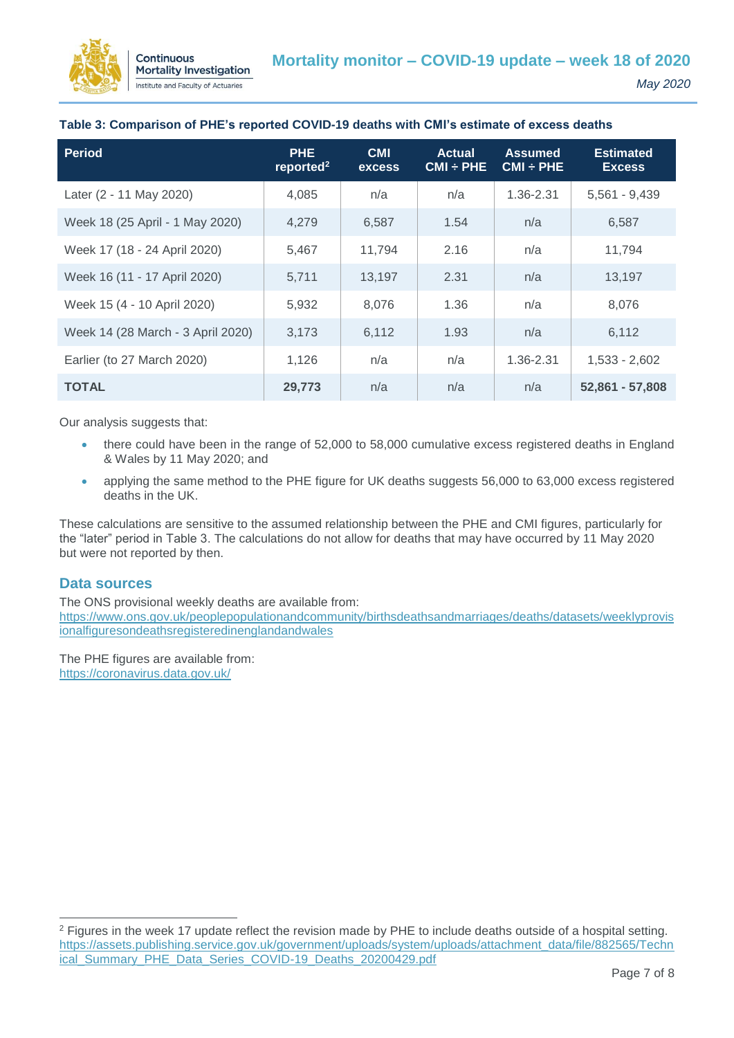**Table 3: Comparison of PHE's reported COVID-19 deaths with CMI's estimate of excess deaths**

| Period | PHE reported[2] | CMI excess | Actual CMI ÷ PHE | Assumed CMI ÷ PHE | Estimated Excess |
|---|---|---|---|---|---|
| Later (2 - 11 May 2020) | 4,085 | n/a | n/a | 1.36-2.31 | 5,561 - 9,439 |
| Week 18 (25 April - 1 May 2020) | 4,279 | 6,587 | 1.54 | n/a | 6,587 |
| Week 17 (18 - 24 April 2020) | 5,467 | 11,794 | 2.16 | n/a | 11,794 |
| Week 16 (11 - 17 April 2020) | 5,711 | 13,197 | 2.31 | n/a | 13,197 |
| Week 15 (4 - 10 April 2020) | 5,932 | 8,076 | 1.36 | n/a | 8,076 |
| Week 14 (28 March - 3 April 2020) | 3,173 | 6,112 | 1.93 | n/a | 6,112 |
| Earlier (to 27 March 2020) | 1,126 | n/a | n/a | 1.36-2.31 | 1,533 - 2,602 |
| **TOTAL** | **29,773** | n/a | n/a | n/a | **52,861 - 57,808** |

Our analysis suggests that:

- there could have been in the range of 52,000 to 58,000 cumulative excess registered deaths in England & Wales by 11 May 2020; and
- applying the same method to the PHE figure for UK deaths suggests 56,000 to 63,000 excess registered deaths in the UK.

These calculations are sensitive to the assumed relationship between the PHE and CMI figures, particularly for the "later" period in Table 3. The calculations do not allow for deaths that may have occurred by 11 May 2020 but were not reported by then.

## Data sources

The ONS provisional weekly deaths are available from:
https://www.ons.gov.uk/peoplepopulationandcommunity/birthsdeathsandmarriages/deaths/datasets/weeklyprovisionalfiguresondeathsregisteredinenglandandwales

The PHE figures are available from:
https://coronavirus.data.gov.uk/

[2] Figures in the week 17 update reflect the revision made by PHE to include deaths outside of a hospital setting. https://assets.publishing.service.gov.uk/government/uploads/system/uploads/attachment_data/file/882565/Technical_Summary_PHE_Data_Series_COVID-19_Deaths_20200429.pdf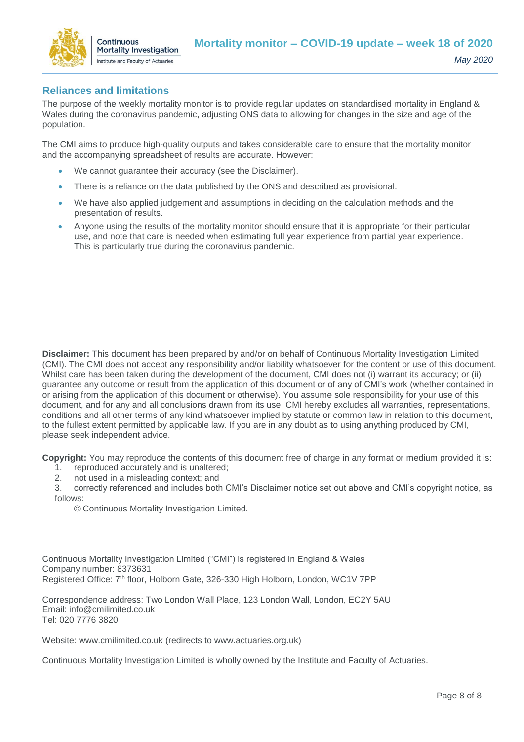## Reliances and limitations

The purpose of the weekly mortality monitor is to provide regular updates on standardised mortality in England & Wales during the coronavirus pandemic, adjusting ONS data to allowing for changes in the size and age of the population.

The CMI aims to produce high-quality outputs and takes considerable care to ensure that the mortality monitor and the accompanying spreadsheet of results are accurate. However:

- We cannot guarantee their accuracy (see the Disclaimer).
- There is a reliance on the data published by the ONS and described as provisional.
- We have also applied judgement and assumptions in deciding on the calculation methods and the presentation of results.
- Anyone using the results of the mortality monitor should ensure that it is appropriate for their particular use, and note that care is needed when estimating full year experience from partial year experience. This is particularly true during the coronavirus pandemic.

**Disclaimer:** This document has been prepared by and/or on behalf of Continuous Mortality Investigation Limited (CMI). The CMI does not accept any responsibility and/or liability whatsoever for the content or use of this document. Whilst care has been taken during the development of the document, CMI does not (i) warrant its accuracy; or (ii) guarantee any outcome or result from the application of this document or of any of CMI's work (whether contained in or arising from the application of this document or otherwise). You assume sole responsibility for your use of this document, and for any and all conclusions drawn from its use. CMI hereby excludes all warranties, representations, conditions and all other terms of any kind whatsoever implied by statute or common law in relation to this document, to the fullest extent permitted by applicable law. If you are in any doubt as to using anything produced by CMI, please seek independent advice.

**Copyright:** You may reproduce the contents of this document free of charge in any format or medium provided it is:

1. reproduced accurately and is unaltered;
2. not used in a misleading context; and
3. correctly referenced and includes both CMI's Disclaimer notice set out above and CMI's copyright notice, as follows:

   © Continuous Mortality Investigation Limited.

Continuous Mortality Investigation Limited ("CMI") is registered in England & Wales
Company number: 8373631
Registered Office: 7th floor, Holborn Gate, 326-330 High Holborn, London, WC1V 7PP

Correspondence address: Two London Wall Place, 123 London Wall, London, EC2Y 5AU
Email: info@cmilimited.co.uk
Tel: 020 7776 3820

Website: www.cmilimited.co.uk (redirects to www.actuaries.org.uk)

Continuous Mortality Investigation Limited is wholly owned by the Institute and Faculty of Actuaries.